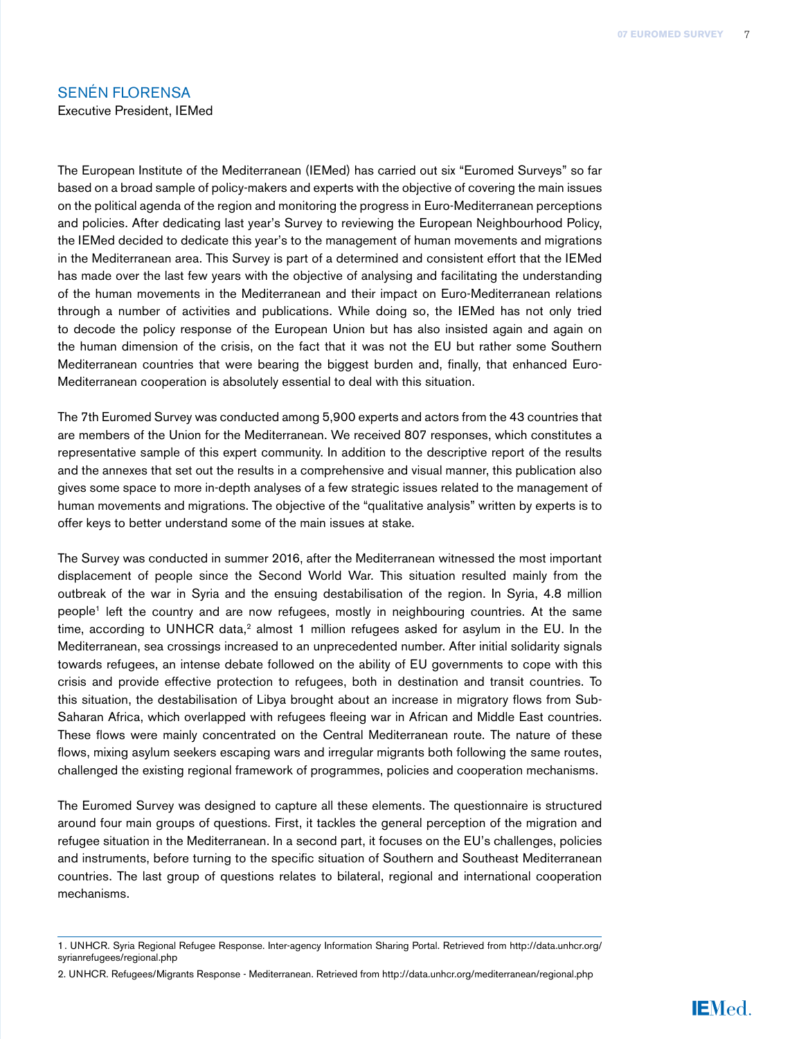## SENÉN FLORENSA

Executive President, IEMed

The European Institute of the Mediterranean (IEMed) has carried out six "Euromed Surveys" so far based on a broad sample of policy-makers and experts with the objective of covering the main issues on the political agenda of the region and monitoring the progress in Euro-Mediterranean perceptions and policies. After dedicating last year's Survey to reviewing the European Neighbourhood Policy, the IEMed decided to dedicate this year's to the management of human movements and migrations in the Mediterranean area. This Survey is part of a determined and consistent effort that the IEMed has made over the last few years with the objective of analysing and facilitating the understanding of the human movements in the Mediterranean and their impact on Euro-Mediterranean relations through a number of activities and publications. While doing so, the IEMed has not only tried to decode the policy response of the European Union but has also insisted again and again on the human dimension of the crisis, on the fact that it was not the EU but rather some Southern Mediterranean countries that were bearing the biggest burden and, finally, that enhanced Euro-Mediterranean cooperation is absolutely essential to deal with this situation.

The 7th Euromed Survey was conducted among 5,900 experts and actors from the 43 countries that are members of the Union for the Mediterranean. We received 807 responses, which constitutes a representative sample of this expert community. In addition to the descriptive report of the results and the annexes that set out the results in a comprehensive and visual manner, this publication also gives some space to more in-depth analyses of a few strategic issues related to the management of human movements and migrations. The objective of the "qualitative analysis" written by experts is to offer keys to better understand some of the main issues at stake.

The Survey was conducted in summer 2016, after the Mediterranean witnessed the most important displacement of people since the Second World War. This situation resulted mainly from the outbreak of the war in Syria and the ensuing destabilisation of the region. In Syria, 4.8 million people[1] left the country and are now refugees, mostly in neighbouring countries. At the same time, according to UNHCR data,[2] almost 1 million refugees asked for asylum in the EU. In the Mediterranean, sea crossings increased to an unprecedented number. After initial solidarity signals towards refugees, an intense debate followed on the ability of EU governments to cope with this crisis and provide effective protection to refugees, both in destination and transit countries. To this situation, the destabilisation of Libya brought about an increase in migratory flows from Sub-Saharan Africa, which overlapped with refugees fleeing war in African and Middle East countries. These flows were mainly concentrated on the Central Mediterranean route. The nature of these flows, mixing asylum seekers escaping wars and irregular migrants both following the same routes, challenged the existing regional framework of programmes, policies and cooperation mechanisms.

The Euromed Survey was designed to capture all these elements. The questionnaire is structured around four main groups of questions. First, it tackles the general perception of the migration and refugee situation in the Mediterranean. In a second part, it focuses on the EU's challenges, policies and instruments, before turning to the specific situation of Southern and Southeast Mediterranean countries. The last group of questions relates to bilateral, regional and international cooperation mechanisms.

---

1. UNHCR. Syria Regional Refugee Response. Inter-agency Information Sharing Portal. Retrieved from http://data.unhcr.org/syrianrefugees/regional.php

2. UNHCR. Refugees/Migrants Response - Mediterranean. Retrieved from http://data.unhcr.org/mediterranean/regional.php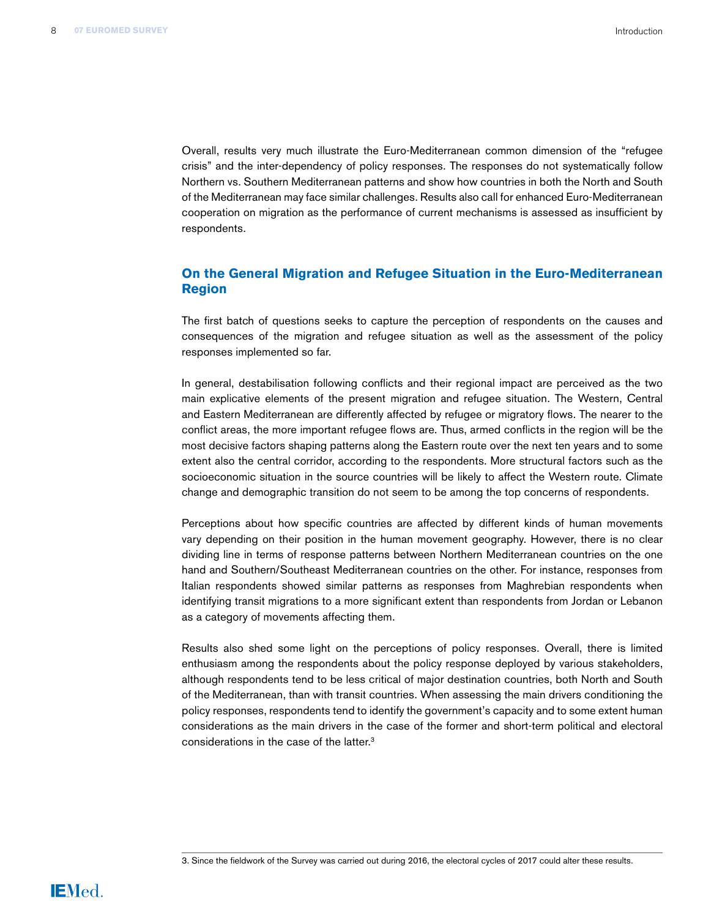Overall, results very much illustrate the Euro-Mediterranean common dimension of the "refugee crisis" and the inter-dependency of policy responses. The responses do not systematically follow Northern vs. Southern Mediterranean patterns and show how countries in both the North and South of the Mediterranean may face similar challenges. Results also call for enhanced Euro-Mediterranean cooperation on migration as the performance of current mechanisms is assessed as insufficient by respondents.

## On the General Migration and Refugee Situation in the Euro-Mediterranean Region

The first batch of questions seeks to capture the perception of respondents on the causes and consequences of the migration and refugee situation as well as the assessment of the policy responses implemented so far.

In general, destabilisation following conflicts and their regional impact are perceived as the two main explicative elements of the present migration and refugee situation. The Western, Central and Eastern Mediterranean are differently affected by refugee or migratory flows. The nearer to the conflict areas, the more important refugee flows are. Thus, armed conflicts in the region will be the most decisive factors shaping patterns along the Eastern route over the next ten years and to some extent also the central corridor, according to the respondents. More structural factors such as the socioeconomic situation in the source countries will be likely to affect the Western route. Climate change and demographic transition do not seem to be among the top concerns of respondents.

Perceptions about how specific countries are affected by different kinds of human movements vary depending on their position in the human movement geography. However, there is no clear dividing line in terms of response patterns between Northern Mediterranean countries on the one hand and Southern/Southeast Mediterranean countries on the other. For instance, responses from Italian respondents showed similar patterns as responses from Maghrebian respondents when identifying transit migrations to a more significant extent than respondents from Jordan or Lebanon as a category of movements affecting them.

Results also shed some light on the perceptions of policy responses. Overall, there is limited enthusiasm among the respondents about the policy response deployed by various stakeholders, although respondents tend to be less critical of major destination countries, both North and South of the Mediterranean, than with transit countries. When assessing the main drivers conditioning the policy responses, respondents tend to identify the government's capacity and to some extent human considerations as the main drivers in the case of the former and short-term political and electoral considerations in the case of the latter.[3]

---

3. Since the fieldwork of the Survey was carried out during 2016, the electoral cycles of 2017 could alter these results.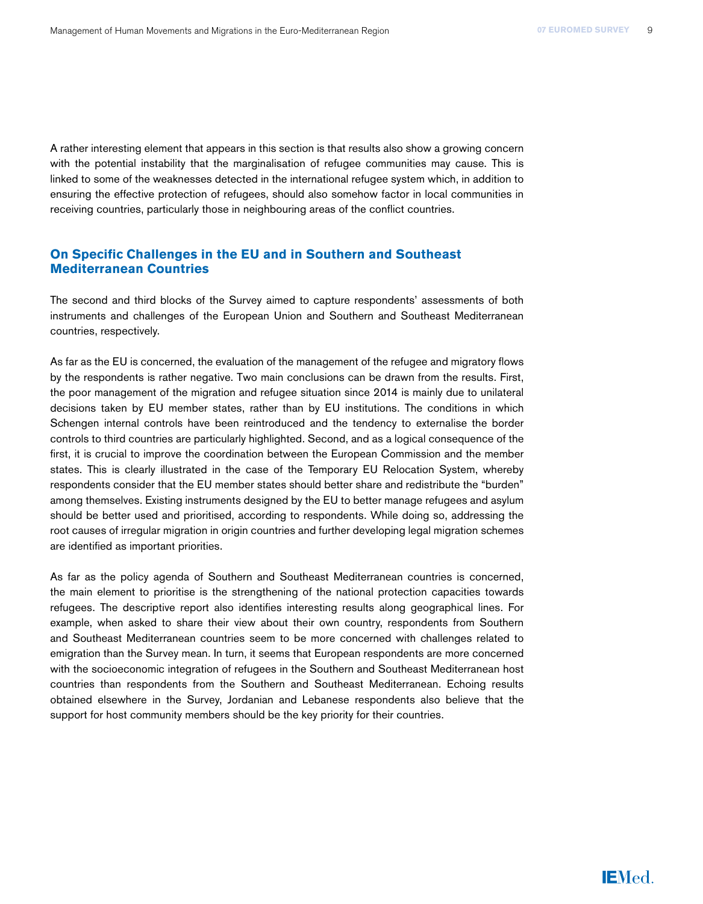A rather interesting element that appears in this section is that results also show a growing concern with the potential instability that the marginalisation of refugee communities may cause. This is linked to some of the weaknesses detected in the international refugee system which, in addition to ensuring the effective protection of refugees, should also somehow factor in local communities in receiving countries, particularly those in neighbouring areas of the conflict countries.

## On Specific Challenges in the EU and in Southern and Southeast Mediterranean Countries

The second and third blocks of the Survey aimed to capture respondents' assessments of both instruments and challenges of the European Union and Southern and Southeast Mediterranean countries, respectively.

As far as the EU is concerned, the evaluation of the management of the refugee and migratory flows by the respondents is rather negative. Two main conclusions can be drawn from the results. First, the poor management of the migration and refugee situation since 2014 is mainly due to unilateral decisions taken by EU member states, rather than by EU institutions. The conditions in which Schengen internal controls have been reintroduced and the tendency to externalise the border controls to third countries are particularly highlighted. Second, and as a logical consequence of the first, it is crucial to improve the coordination between the European Commission and the member states. This is clearly illustrated in the case of the Temporary EU Relocation System, whereby respondents consider that the EU member states should better share and redistribute the "burden" among themselves. Existing instruments designed by the EU to better manage refugees and asylum should be better used and prioritised, according to respondents. While doing so, addressing the root causes of irregular migration in origin countries and further developing legal migration schemes are identified as important priorities.

As far as the policy agenda of Southern and Southeast Mediterranean countries is concerned, the main element to prioritise is the strengthening of the national protection capacities towards refugees. The descriptive report also identifies interesting results along geographical lines. For example, when asked to share their view about their own country, respondents from Southern and Southeast Mediterranean countries seem to be more concerned with challenges related to emigration than the Survey mean. In turn, it seems that European respondents are more concerned with the socioeconomic integration of refugees in the Southern and Southeast Mediterranean host countries than respondents from the Southern and Southeast Mediterranean. Echoing results obtained elsewhere in the Survey, Jordanian and Lebanese respondents also believe that the support for host community members should be the key priority for their countries.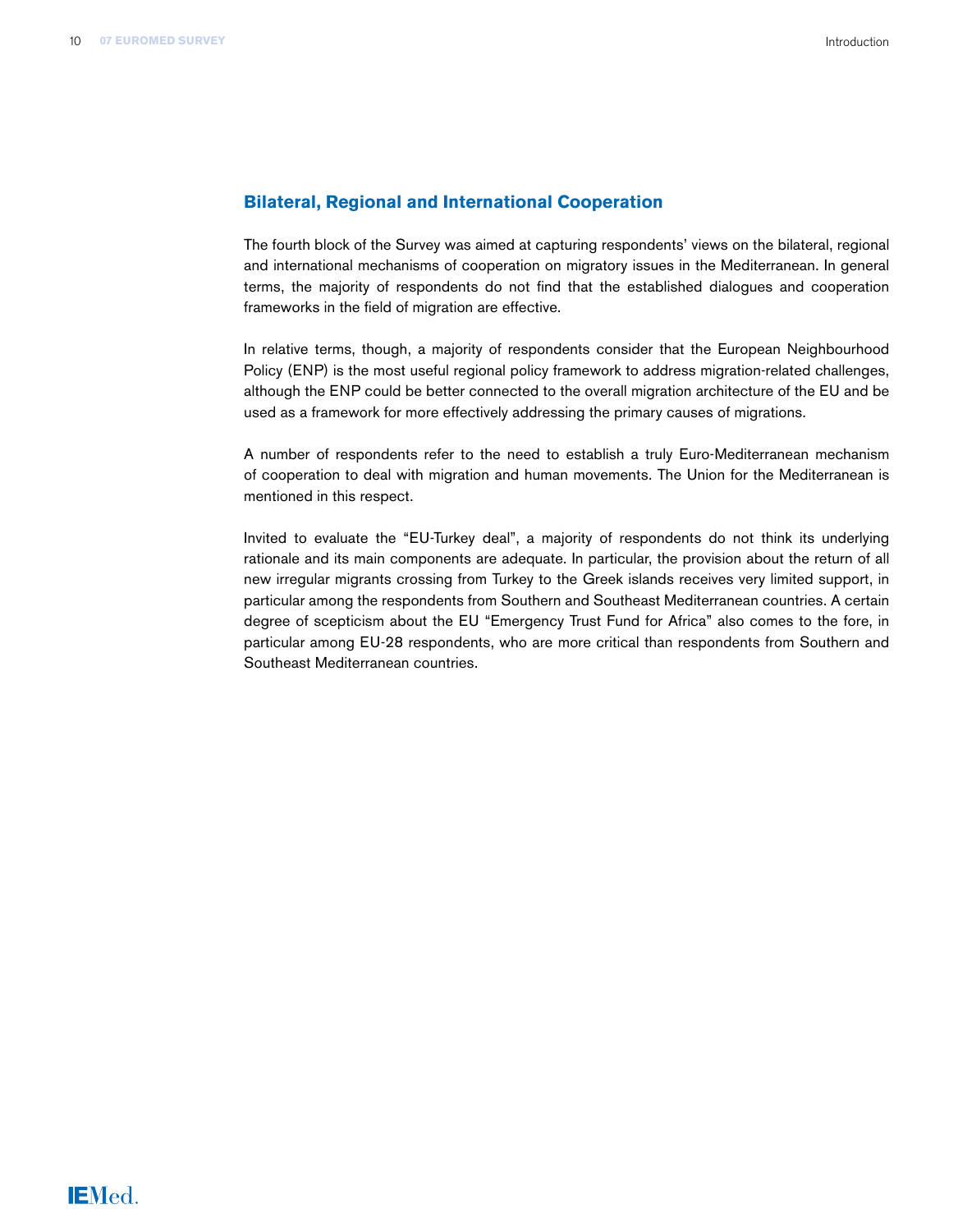## Bilateral, Regional and International Cooperation

The fourth block of the Survey was aimed at capturing respondents' views on the bilateral, regional and international mechanisms of cooperation on migratory issues in the Mediterranean. In general terms, the majority of respondents do not find that the established dialogues and cooperation frameworks in the field of migration are effective.

In relative terms, though, a majority of respondents consider that the European Neighbourhood Policy (ENP) is the most useful regional policy framework to address migration-related challenges, although the ENP could be better connected to the overall migration architecture of the EU and be used as a framework for more effectively addressing the primary causes of migrations.

A number of respondents refer to the need to establish a truly Euro-Mediterranean mechanism of cooperation to deal with migration and human movements. The Union for the Mediterranean is mentioned in this respect.

Invited to evaluate the "EU-Turkey deal", a majority of respondents do not think its underlying rationale and its main components are adequate. In particular, the provision about the return of all new irregular migrants crossing from Turkey to the Greek islands receives very limited support, in particular among the respondents from Southern and Southeast Mediterranean countries. A certain degree of scepticism about the EU "Emergency Trust Fund for Africa" also comes to the fore, in particular among EU-28 respondents, who are more critical than respondents from Southern and Southeast Mediterranean countries.